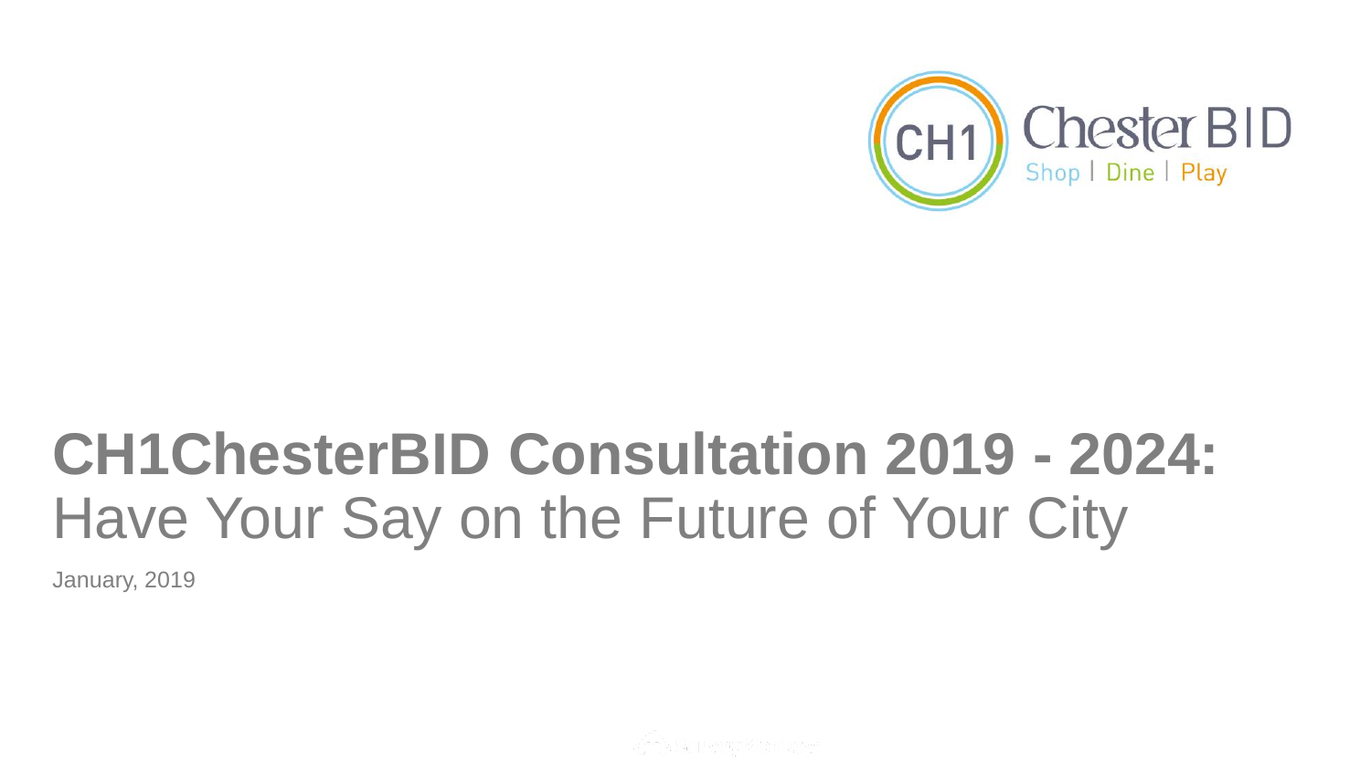# CH1ChesterBID Consultation 2019 - 2024:

Have Your Say on the Future of Your City

January, 2019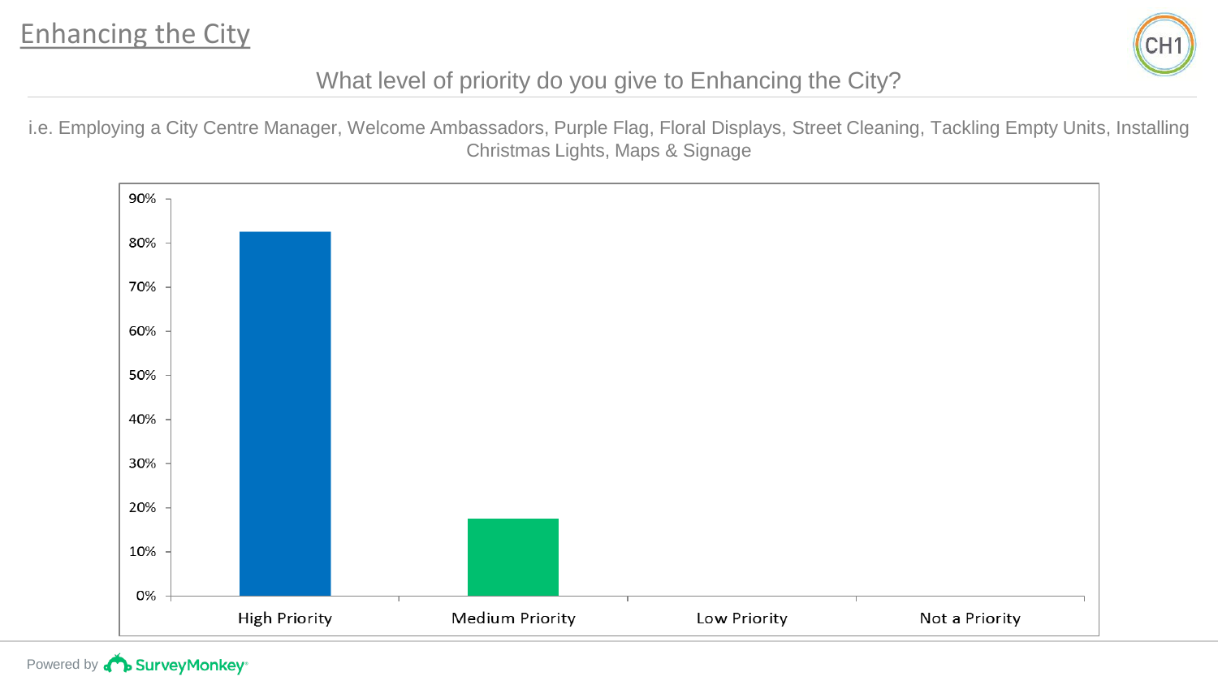## Enhancing the City

What level of priority do you give to Enhancing the City?

i.e. Employing a City Centre Manager, Welcome Ambassadors, Purple Flag, Floral Displays, Street Cleaning, Tackling Empty Units, Installing Christmas Lights, Maps & Signage

| Response | Percentage |
| --- | --- |
| High Priority | ~82% |
| Medium Priority | ~18% |
| Low Priority | 0% |
| Not a Priority | 0% |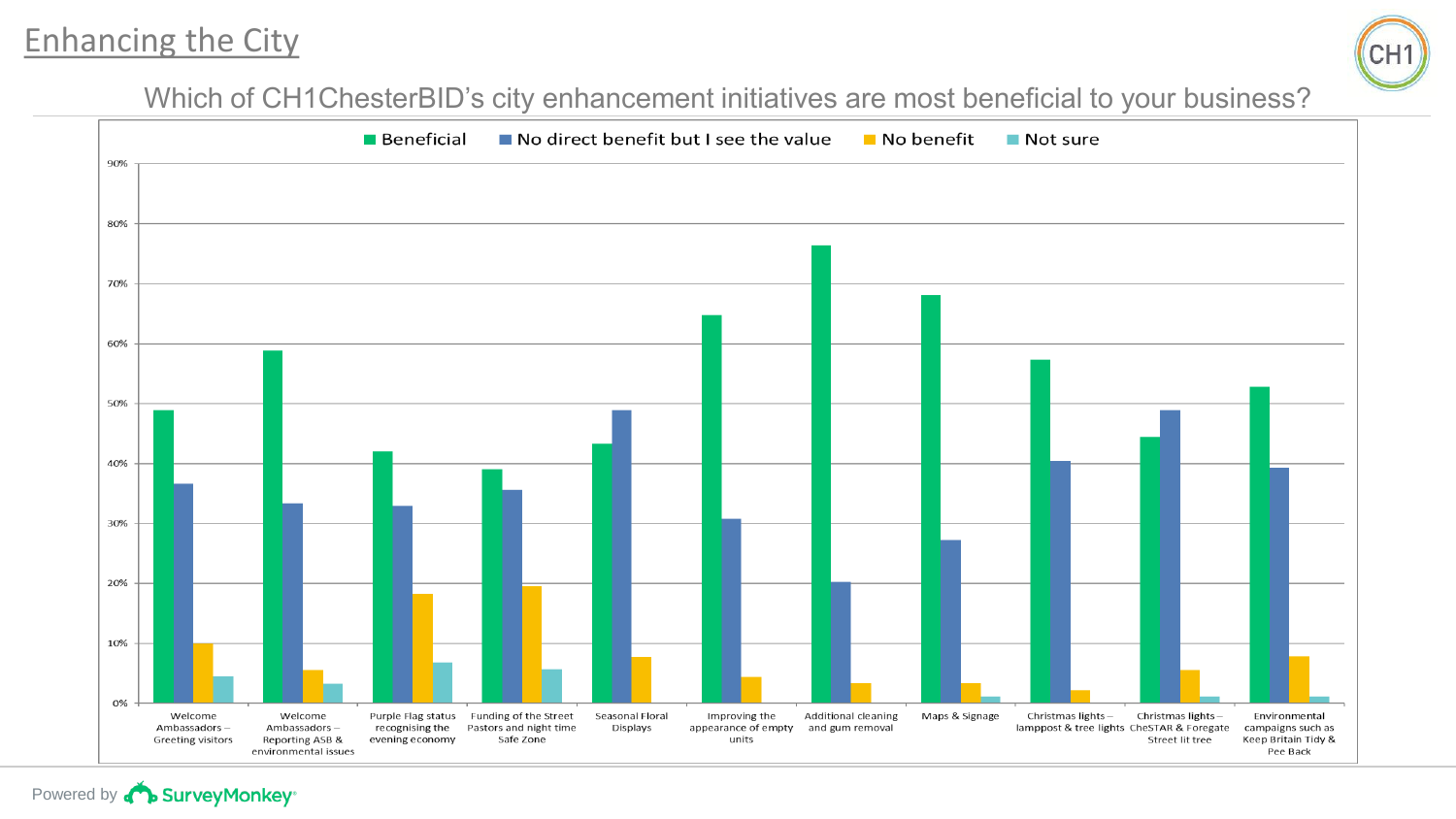# Enhancing the City

Which of CH1ChesterBID's city enhancement initiatives are most beneficial to your business?

Legend: Beneficial | No direct benefit but I see the value | No benefit | Not sure

| Initiative | Beneficial | No direct benefit but I see the value | No benefit | Not sure |
|---|---|---|---|---|
| Welcome Ambassadors – Greeting visitors | 49% | 37% | 10% | 4% |
| Welcome Ambassadors – Reporting ASB & environmental issues | 59% | 33% | 6% | 3% |
| Purple Flag status recognising the evening economy | 42% | 33% | 18% | 7% |
| Funding of the Street Pastors and night time Safe Zone | 39% | 36% | 20% | 6% |
| Seasonal Floral Displays | 43% | 49% | 8% | |
| Improving the appearance of empty units | 65% | 31% | 4% | |
| Additional cleaning and gum removal | 76% | 20% | 3% | |
| Maps & Signage | 68% | 27% | 3% | 1% |
| Christmas lights – lamppost & tree lights | 57% | 40% | 2% | |
| Christmas lights – CheSTAR & Foregate Street lit tree | 44% | 49% | 6% | 1% |
| Environmental campaigns such as Keep Britain Tidy & Pee Back | 53% | 39% | 8% | 1% |

Powered by SurveyMonkey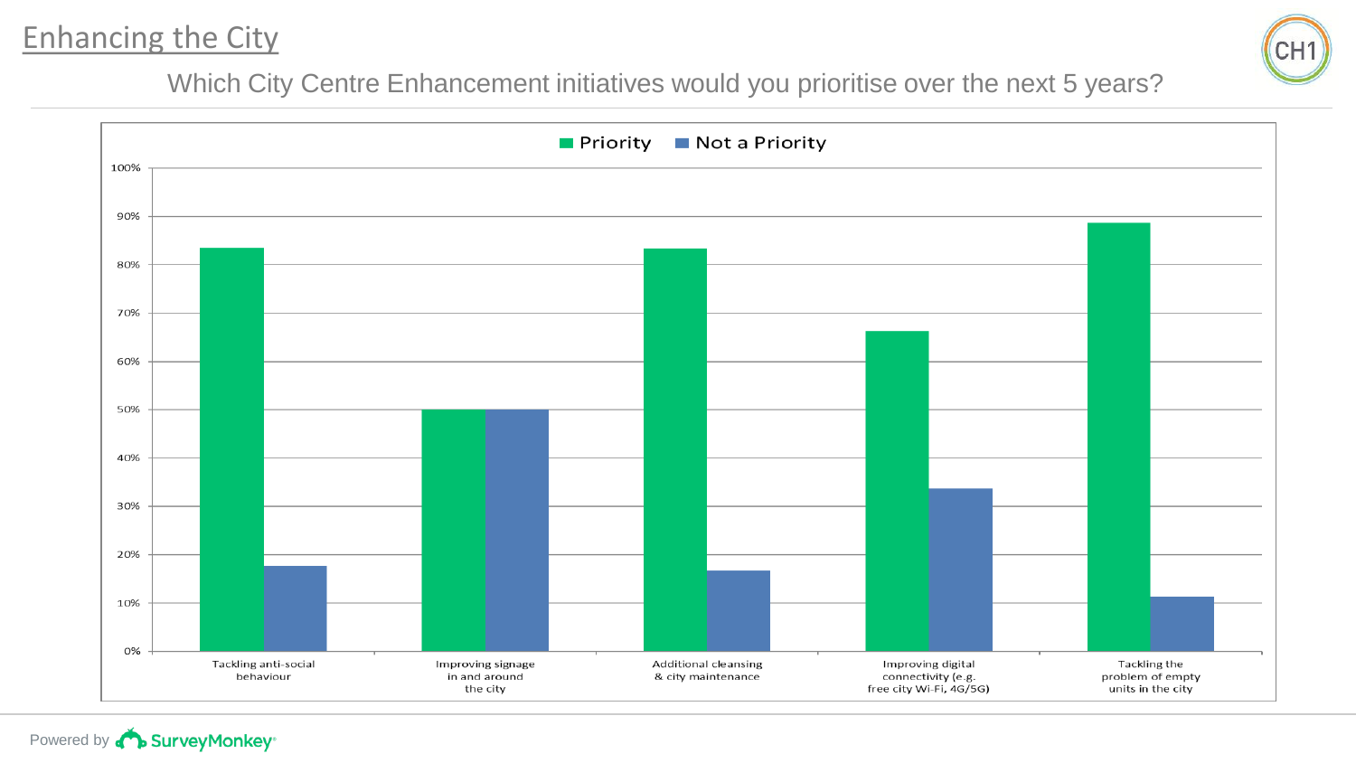# Enhancing the City

Which City Centre Enhancement initiatives would you prioritise over the next 5 years?

Priority | Not a Priority

| Initiative | Priority | Not a Priority |
|---|---|---|
| Tackling anti-social behaviour | ~83% | ~18% |
| Improving signage in and around the city | ~50% | ~50% |
| Additional cleansing & city maintenance | ~83% | ~17% |
| Improving digital connectivity (e.g. free city Wi-Fi, 4G/5G) | ~66% | ~34% |
| Tackling the problem of empty units in the city | ~89% | ~11% |

Powered by SurveyMonkey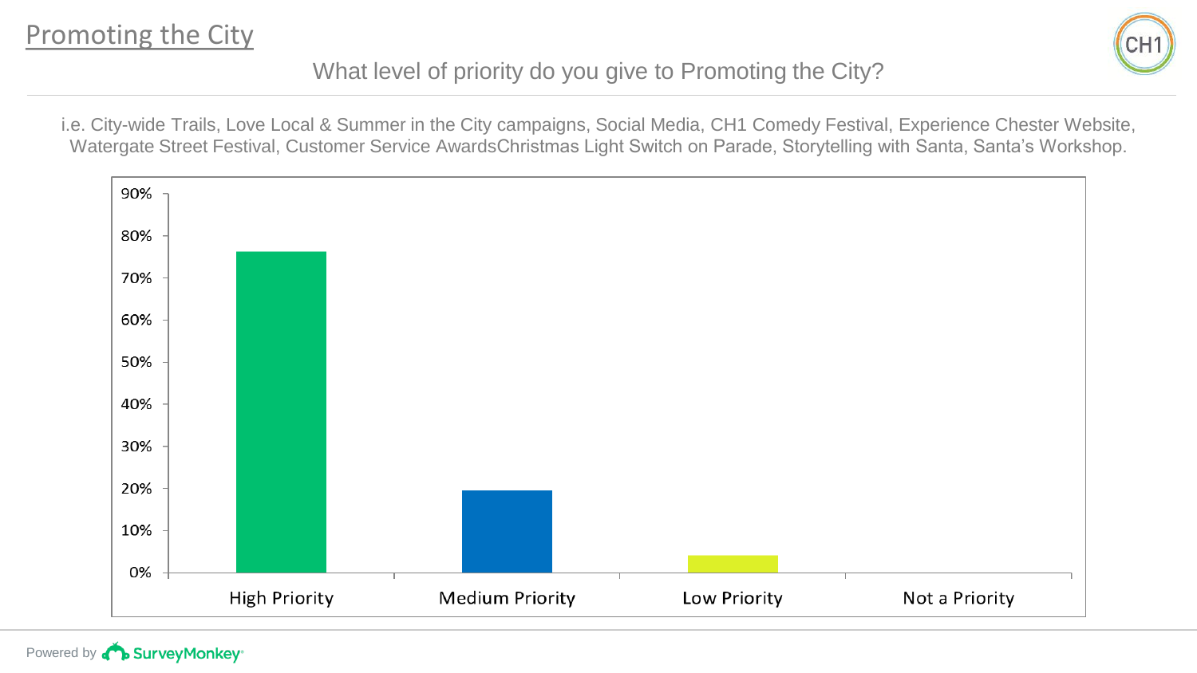# Promoting the City

## What level of priority do you give to Promoting the City?

i.e. City-wide Trails, Love Local & Summer in the City campaigns, Social Media, CH1 Comedy Festival, Experience Chester Website, Watergate Street Festival, Customer Service AwardsChristmas Light Switch on Parade, Storytelling with Santa, Santa's Workshop.

| Response | Approximate percentage (read from chart) |
| --- | --- |
| High Priority | ~76% |
| Medium Priority | ~19% |
| Low Priority | ~4% |
| Not a Priority | 0% |

Powered by SurveyMonkey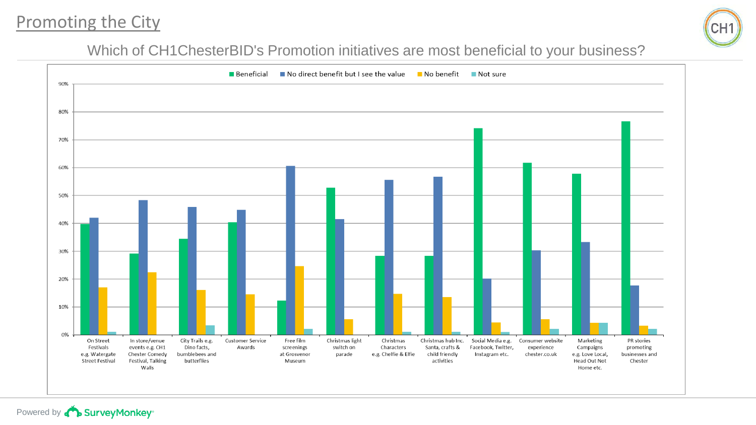# Promoting the City

## Which of CH1ChesterBID's Promotion initiatives are most beneficial to your business?

| Initiative | Beneficial | No direct benefit but I see the value | No benefit | Not sure |
|---|---|---|---|---|
| On Street Festivals e.g. Watergate Street Festival | 40% | 42% | 17% | 1% |
| In store/venue events e.g. CH1 Chester Comedy Festival, Talking Walls | 29% | 48% | 22% | 0% |
| City Trails e.g. Dino facts, bumblebees and butterflies | 34% | 46% | 16% | 3% |
| Customer Service Awards | 40% | 45% | 15% | 0% |
| Free film screenings at Grosvenor Museum | 12% | 61% | 25% | 2% |
| Christmas light switch on parade | 53% | 41% | 6% | 0% |
| Christmas Characters e.g. Chelfie & Elfie | 28% | 56% | 15% | 1% |
| Christmas hub Inc. Santa, crafts & child friendly activities | 28% | 57% | 13% | 1% |
| Social Media e.g. Facebook, Twitter, Instagram etc. | 74% | 20% | 4% | 1% |
| Consumer website experience chester.co.uk | 62% | 30% | 6% | 2% |
| Marketing Campaigns e.g. Love Local, Head Out Not Home etc. | 58% | 33% | 4% | 4% |
| PR stories promoting businesses and Chester | 77% | 18% | 3% | 2% |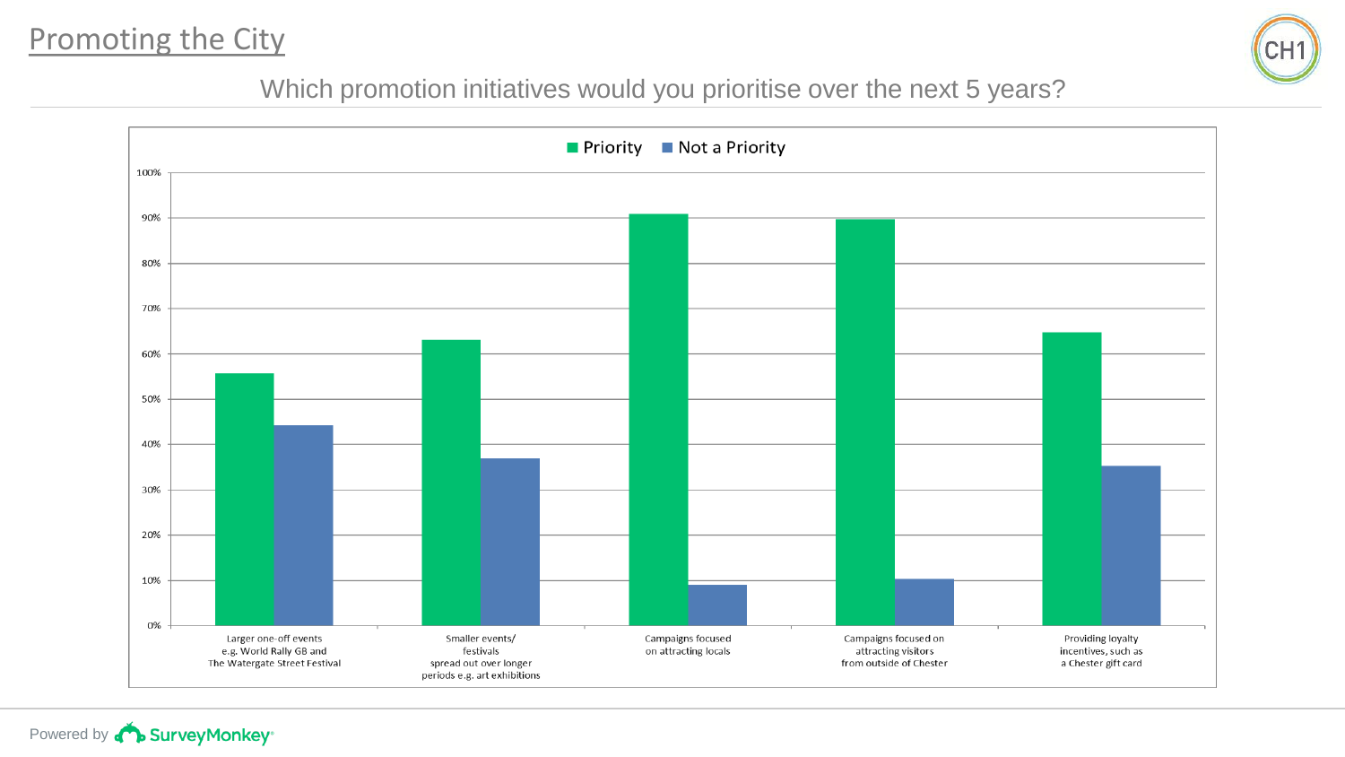# Promoting the City

## Which promotion initiatives would you prioritise over the next 5 years?

| Initiative | Priority | Not a Priority |
| --- | --- | --- |
| Larger one-off events e.g. World Rally GB and The Watergate Street Festival | ~56% | ~44% |
| Smaller events/ festivals spread out over longer periods e.g. art exhibitions | ~63% | ~37% |
| Campaigns focused on attracting locals | ~91% | ~9% |
| Campaigns focused on attracting visitors from outside of Chester | ~90% | ~10% |
| Providing loyalty incentives, such as a Chester gift card | ~65% | ~35% |

Powered by SurveyMonkey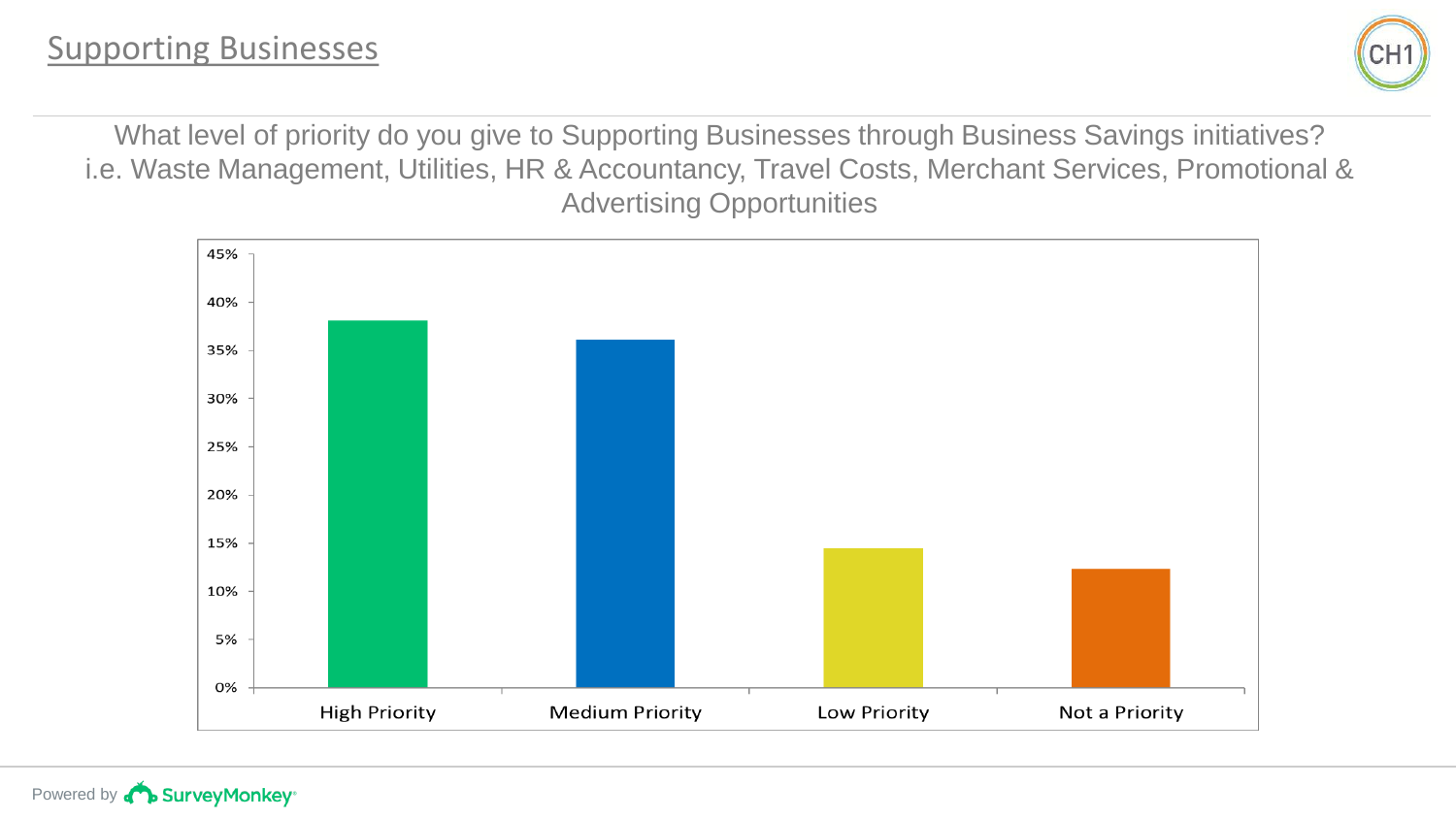## Supporting Businesses

What level of priority do you give to Supporting Businesses through Business Savings initiatives? i.e. Waste Management, Utilities, HR & Accountancy, Travel Costs, Merchant Services, Promotional & Advertising Opportunities

45%
40%
35%
30%
25%
20%
15%
10%
5%
0%

High Priority | Medium Priority | Low Priority | Not a Priority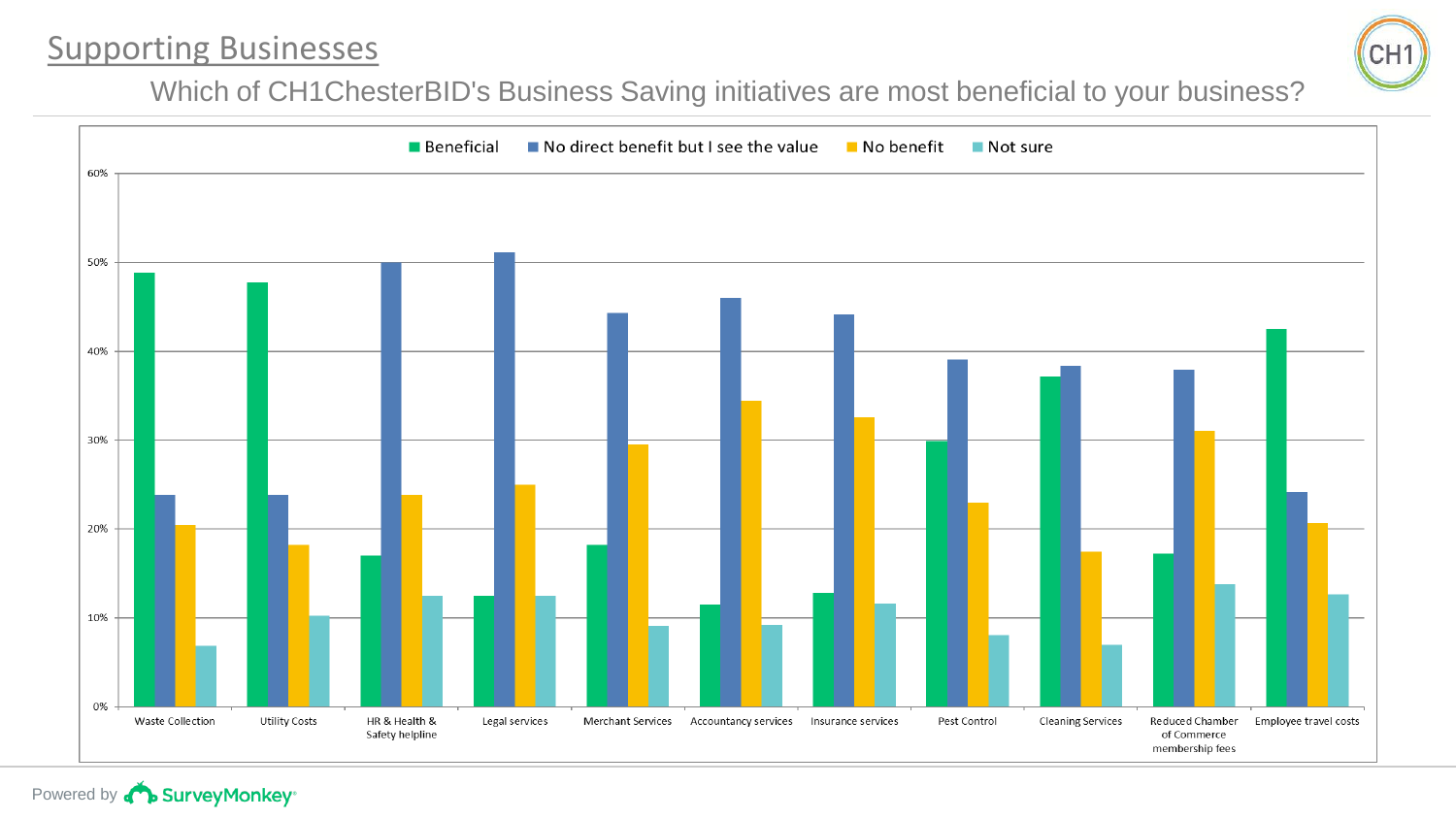## Supporting Businesses

Which of CH1ChesterBID's Business Saving initiatives are most beneficial to your business?

| | Beneficial | No direct benefit but I see the value | No benefit | Not sure |
|---|---|---|---|---|
| Waste Collection | 49% | 24% | 20% | 7% |
| Utility Costs | 48% | 24% | 18% | 10% |
| HR & Health & Safety helpline | 17% | 50% | 24% | 13% |
| Legal services | 13% | 51% | 25% | 13% |
| Merchant Services | 18% | 44% | 30% | 9% |
| Accountancy services | 11% | 46% | 34% | 9% |
| Insurance services | 13% | 44% | 33% | 12% |
| Pest Control | 30% | 39% | 23% | 8% |
| Cleaning Services | 37% | 38% | 17% | 7% |
| Reduced Chamber of Commerce membership fees | 17% | 38% | 31% | 14% |
| Employee travel costs | 43% | 24% | 21% | 13% |

Powered by SurveyMonkey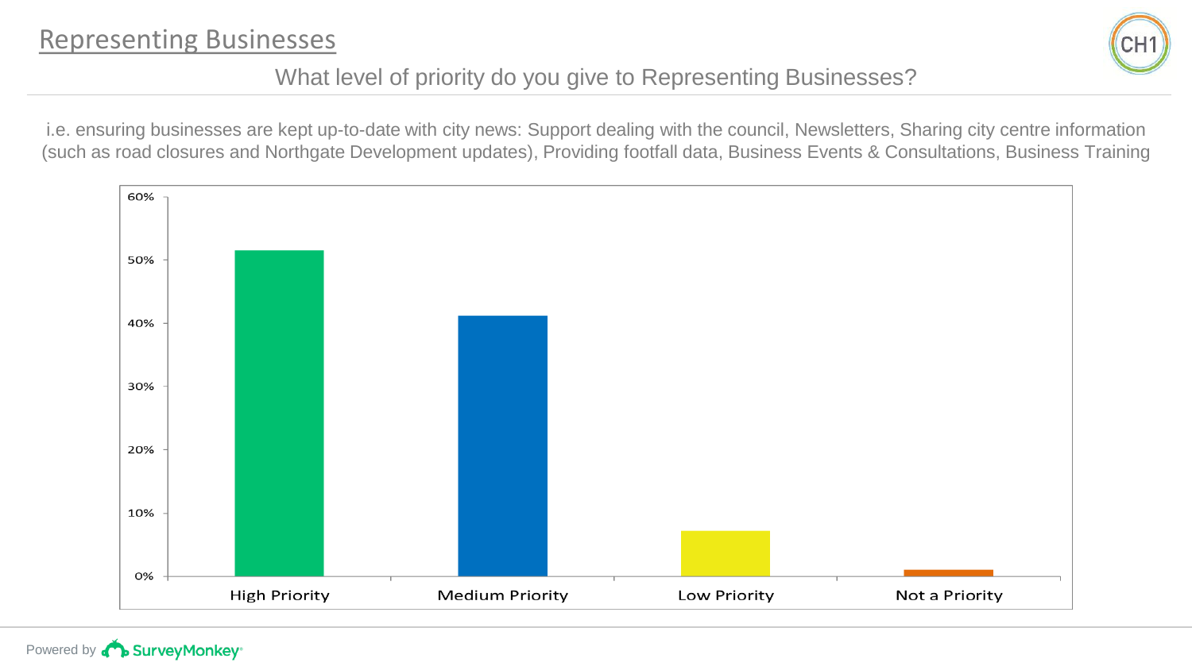# Representing Businesses

## What level of priority do you give to Representing Businesses?

i.e. ensuring businesses are kept up-to-date with city news: Support dealing with the council, Newsletters, Sharing city centre information (such as road closures and Northgate Development updates), Providing footfall data, Business Events & Consultations, Business Training

60%
50%
40%
30%
20%
10%
0%

High Priority | Medium Priority | Low Priority | Not a Priority

Powered by SurveyMonkey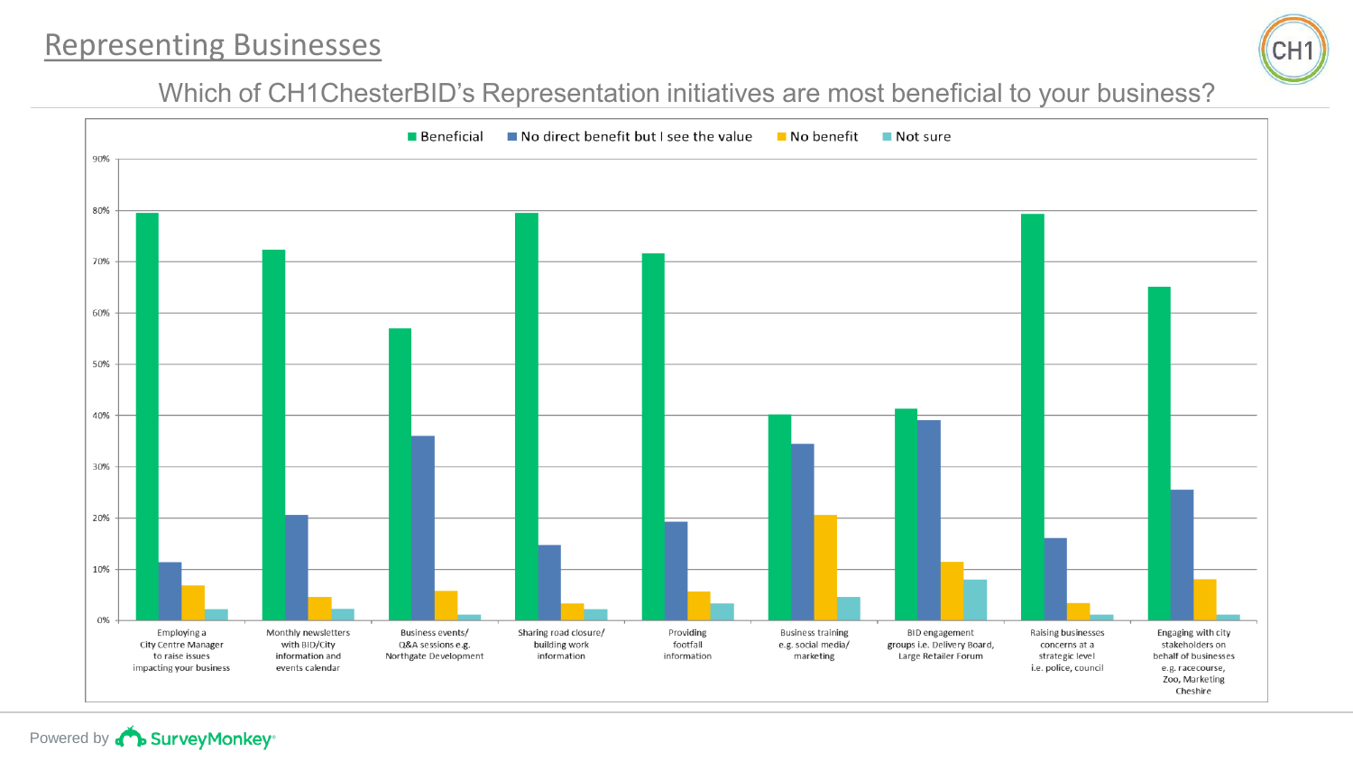# Representing Businesses

Which of CH1ChesterBID's Representation initiatives are most beneficial to your business?

| | Beneficial | No direct benefit but I see the value | No benefit | Not sure |
|---|---|---|---|---|
| Employing a City Centre Manager to raise issues impacting your business | 79.5% | 11.4% | 6.8% | 2.3% |
| Monthly newsletters with BID/City information and events calendar | 72.4% | 20.7% | 4.6% | 2.3% |
| Business events/ Q&A sessions e.g. Northgate Development | 57.0% | 36.0% | 5.8% | 1.2% |
| Sharing road closure/ building work information | 79.5% | 14.8% | 3.4% | 2.3% |
| Providing footfall information | 71.6% | 19.3% | 5.7% | 3.4% |
| Business training e.g. social media/ marketing | 40.2% | 34.5% | 20.7% | 4.6% |
| BID engagement groups i.e. Delivery Board, Large Retailer Forum | 41.4% | 39.1% | 11.5% | 8.0% |
| Raising businesses concerns at a strategic level i.e. police, council | 79.3% | 16.1% | 3.4% | 1.2% |
| Engaging with city stakeholders on behalf of businesses e.g. racecourse, Zoo, Marketing Cheshire | 65.1% | 25.6% | 8.1% | 1.2% |

Powered by SurveyMonkey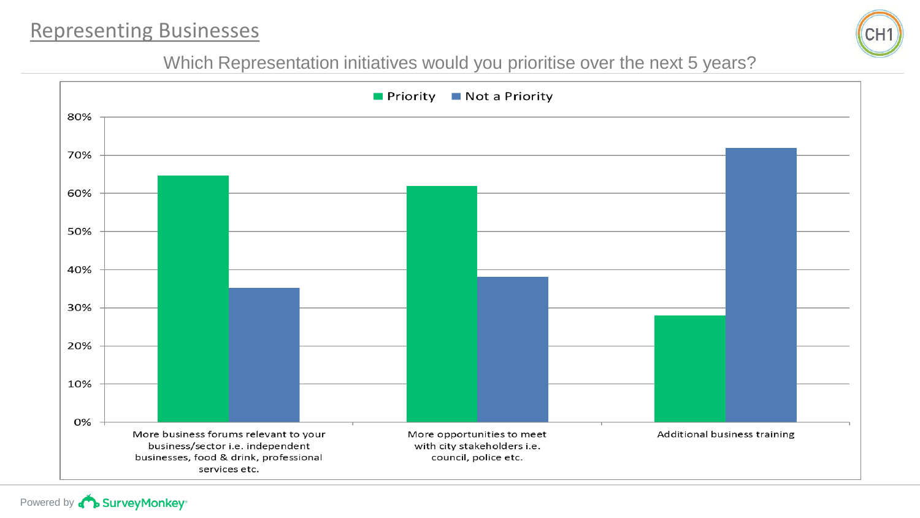## Representing Businesses

Which Representation initiatives would you prioritise over the next 5 years?

| | Priority | Not a Priority |
|---|---|---|
| More business forums relevant to your business/sector i.e. independent businesses, food & drink, professional services etc. | ~65% | ~35% |
| More opportunities to meet with city stakeholders i.e. council, police etc. | ~62% | ~38% |
| Additional business training | ~28% | ~72% |

Powered by SurveyMonkey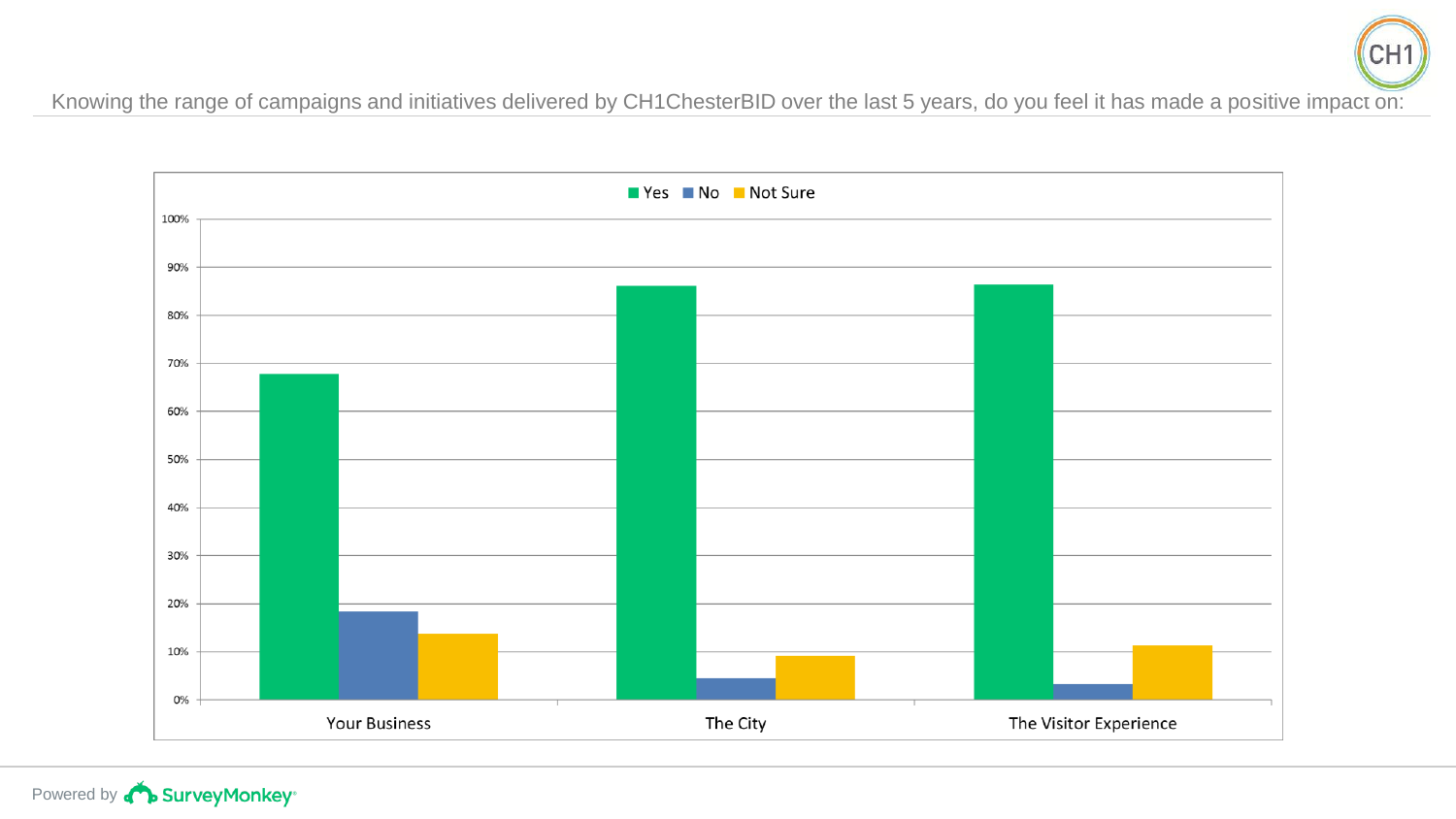Knowing the range of campaigns and initiatives delivered by CH1ChesterBID over the last 5 years, do you feel it has made a positive impact on: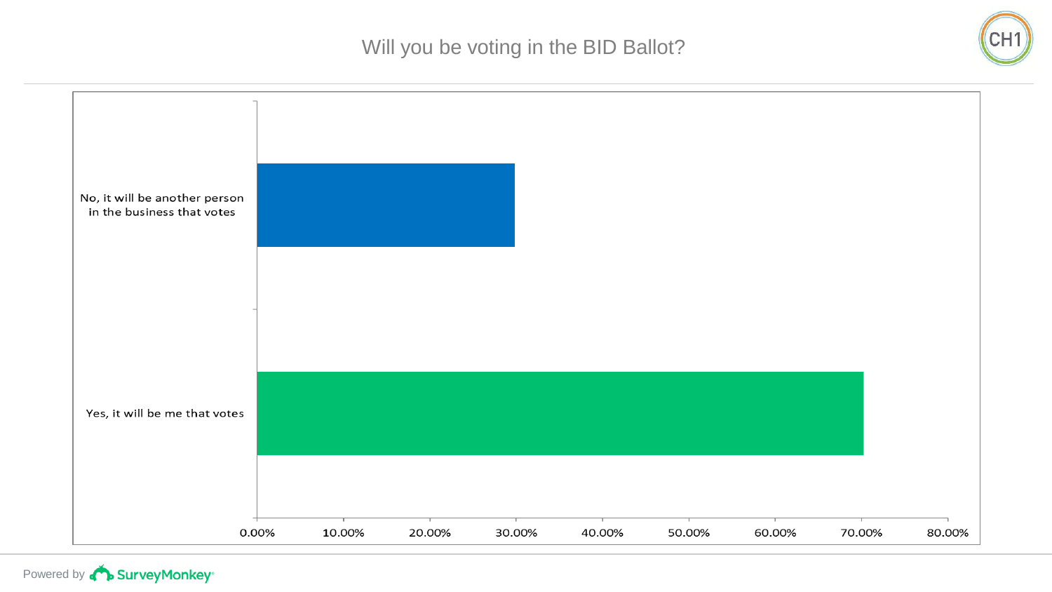# Will you be voting in the BID Ballot?

No, it will be another person in the business that votes

Yes, it will be me that votes

0.00% 10.00% 20.00% 30.00% 40.00% 50.00% 60.00% 70.00% 80.00%

Powered by SurveyMonkey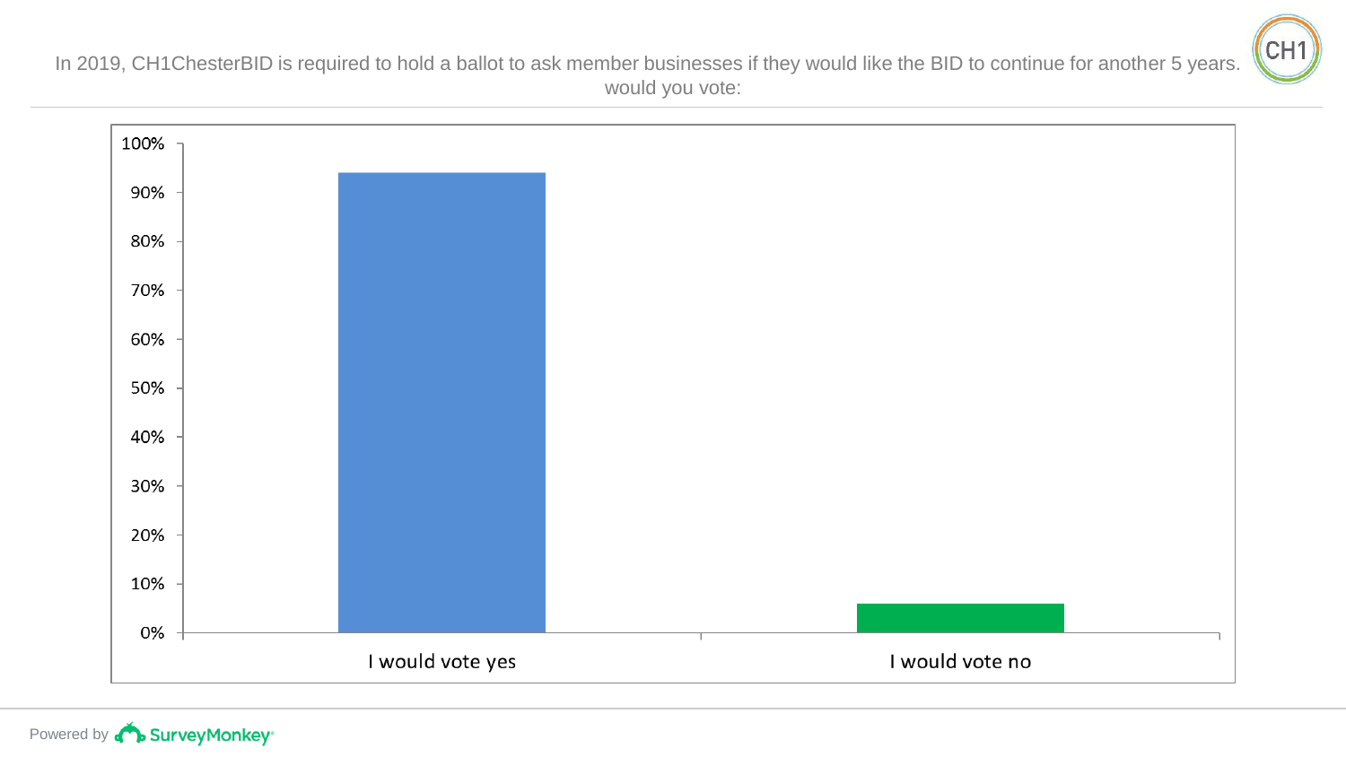In 2019, CH1ChesterBID is required to hold a ballot to ask member businesses if they would like the BID to continue for another 5 years. would you vote:

| Response | Percentage |
| --- | --- |
| I would vote yes | ~94% |
| I would vote no | ~6% |

Powered by SurveyMonkey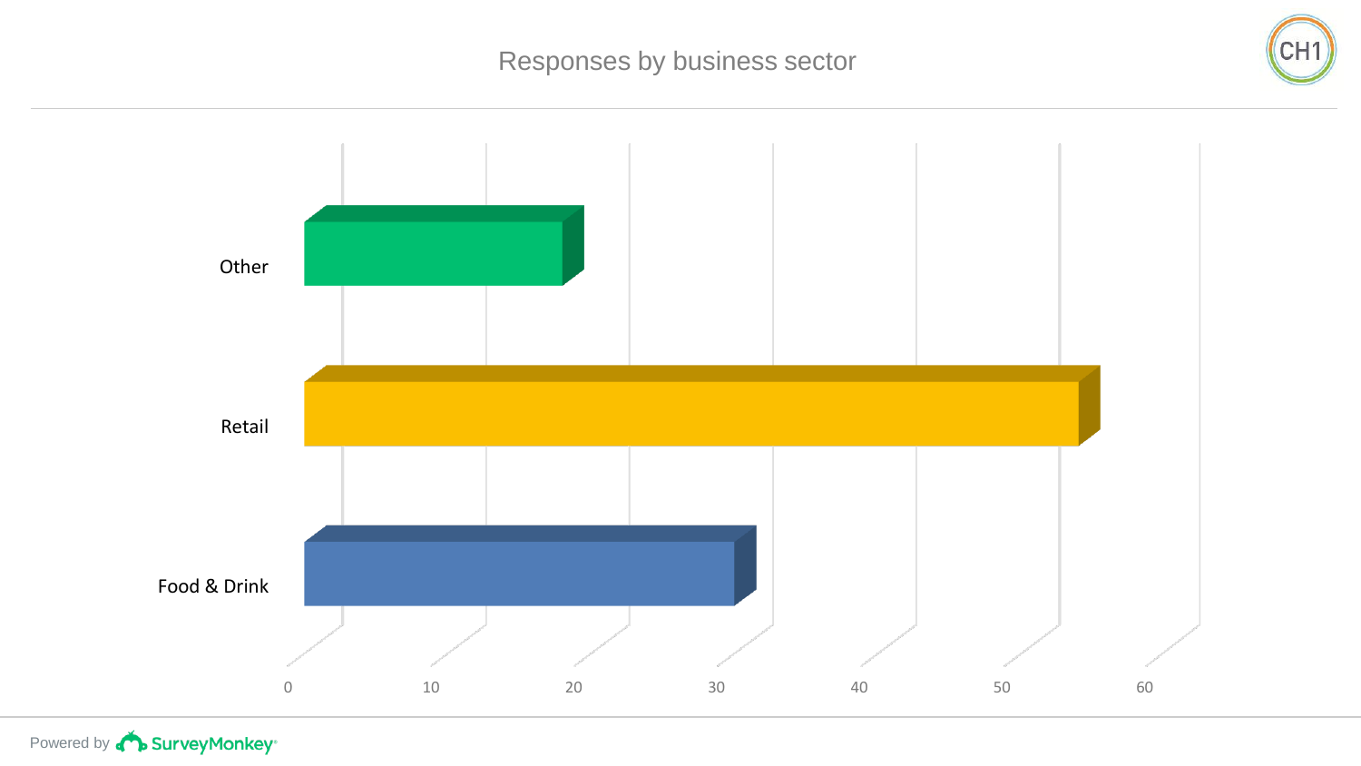# Responses by business sector

Other

Retail

Food & Drink

0
10
20
30
40
50
60

Powered by SurveyMonkey